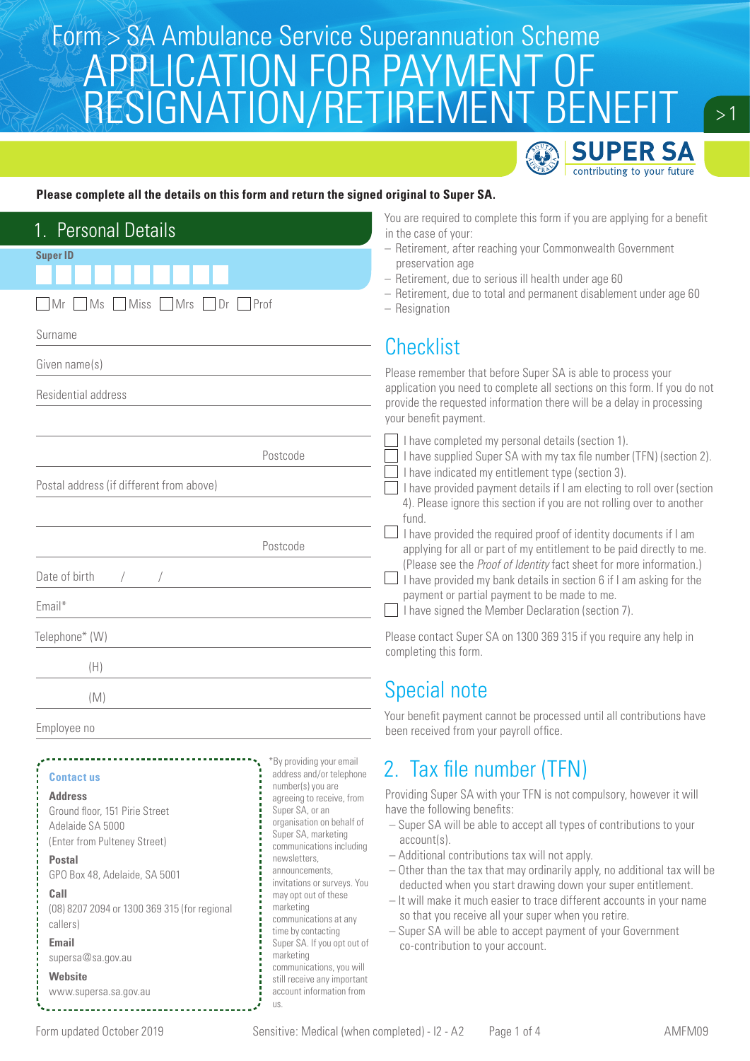Form > SA Ambulance Service Superannuation Scheme

# APPLICATION FOR PAYMENT OF RESIGNATION/RETIREMENT BENEFIT

SUPER SA
contributing to your future

**Please complete all the details on this form and return the signed original to Super SA.**

## 1. Personal Details

**Super ID**

☐ Mr ☐ Ms ☐ Miss ☐ Mrs ☐ Dr ☐ Prof

Surname

Given name(s)

Residential address

Postcode

Postal address (if different from above)

Postcode

Date of birth / /

Email*

Telephone* (W)

(H)

(M)

Employee no

*By providing your email address and/or telephone number(s) you are agreeing to receive, from Super SA, or an organisation on behalf of Super SA, marketing communications including newsletters, announcements, invitations or surveys. You may opt out of these marketing communications at any time by contacting Super SA. If you opt out of marketing communications, you will still receive any important account information from us.

**Contact us**

**Address**
Ground floor, 151 Pirie Street
Adelaide SA 5000
(Enter from Pulteney Street)

**Postal**
GPO Box 48, Adelaide, SA 5001

**Call**
(08) 8207 2094 or 1300 369 315 (for regional callers)

**Email**
supersa@sa.gov.au

**Website**
www.supersa.sa.gov.au

You are required to complete this form if you are applying for a benefit in the case of your:

- Retirement, after reaching your Commonwealth Government preservation age
- Retirement, due to serious ill health under age 60
- Retirement, due to total and permanent disablement under age 60
- Resignation

## Checklist

Please remember that before Super SA is able to process your application you need to complete all sections on this form. If you do not provide the requested information there will be a delay in processing your benefit payment.

☐ I have completed my personal details (section 1).
☐ I have supplied Super SA with my tax file number (TFN) (section 2).
☐ I have indicated my entitlement type (section 3).
☐ I have provided payment details if I am electing to roll over (section 4). Please ignore this section if you are not rolling over to another fund.
☐ I have provided the required proof of identity documents if I am applying for all or part of my entitlement to be paid directly to me. (Please see the *Proof of Identity* fact sheet for more information.)
☐ I have provided my bank details in section 6 if I am asking for the payment or partial payment to be made to me.
☐ I have signed the Member Declaration (section 7).

Please contact Super SA on 1300 369 315 if you require any help in completing this form.

## Special note

Your benefit payment cannot be processed until all contributions have been received from your payroll office.

## 2. Tax file number (TFN)

Providing Super SA with your TFN is not compulsory, however it will have the following benefits:

- Super SA will be able to accept all types of contributions to your account(s).
- Additional contributions tax will not apply.
- Other than the tax that may ordinarily apply, no additional tax will be deducted when you start drawing down your super entitlement.
- It will make it much easier to trace different accounts in your name so that you receive all your super when you retire.
- Super SA will be able to accept payment of your Government co-contribution to your account.

Form updated October 2019 Sensitive: Medical (when completed) - I2 - A2 AMFM09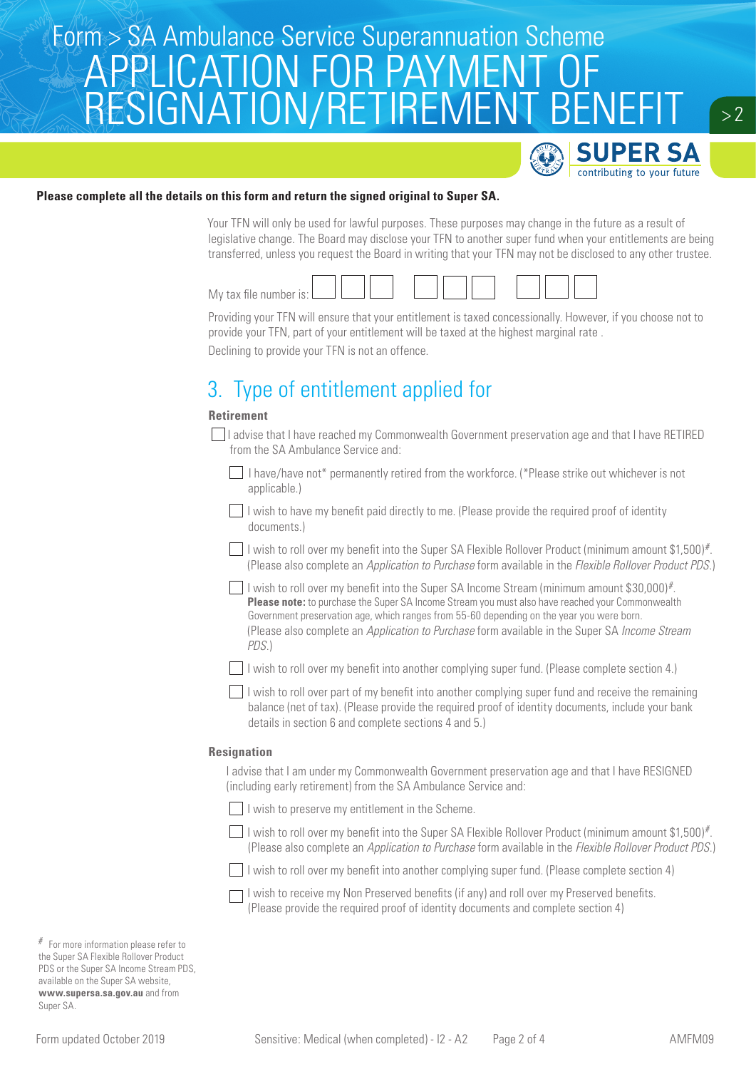**Please complete all the details on this form and return the signed original to Super SA.**

Your TFN will only be used for lawful purposes. These purposes may change in the future as a result of legislative change. The Board may disclose your TFN to another super fund when your entitlements are being transferred, unless you request the Board in writing that your TFN may not be disclosed to any other trustee.

My tax file number is: ☐☐☐ ☐☐☐ ☐☐☐

Providing your TFN will ensure that your entitlement is taxed concessionally. However, if you choose not to provide your TFN, part of your entitlement will be taxed at the highest marginal rate .

Declining to provide your TFN is not an offence.

## 3. Type of entitlement applied for

**Retirement**

☐ I advise that I have reached my Commonwealth Government preservation age and that I have RETIRED from the SA Ambulance Service and:

- ☐ I have/have not* permanently retired from the workforce. (*Please strike out whichever is not applicable.)
- ☐ I wish to have my benefit paid directly to me. (Please provide the required proof of identity documents.)
- ☐ I wish to roll over my benefit into the Super SA Flexible Rollover Product (minimum amount $1,500)#. (Please also complete an *Application to Purchase* form available in the *Flexible Rollover Product PDS*.)
- ☐ I wish to roll over my benefit into the Super SA Income Stream (minimum amount $30,000)#. **Please note:** to purchase the Super SA Income Stream you must also have reached your Commonwealth Government preservation age, which ranges from 55-60 depending on the year you were born. (Please also complete an *Application to Purchase* form available in the Super SA *Income Stream PDS*.)
- ☐ I wish to roll over my benefit into another complying super fund. (Please complete section 4.)
- ☐ I wish to roll over part of my benefit into another complying super fund and receive the remaining balance (net of tax). (Please provide the required proof of identity documents, include your bank details in section 6 and complete sections 4 and 5.)

**Resignation**

I advise that I am under my Commonwealth Government preservation age and that I have RESIGNED (including early retirement) from the SA Ambulance Service and:

- ☐ I wish to preserve my entitlement in the Scheme.
- ☐ I wish to roll over my benefit into the Super SA Flexible Rollover Product (minimum amount $1,500)#. (Please also complete an *Application to Purchase* form available in the *Flexible Rollover Product PDS*.)
- ☐ I wish to roll over my benefit into another complying super fund. (Please complete section 4)
- ☐ I wish to receive my Non Preserved benefits (if any) and roll over my Preserved benefits. (Please provide the required proof of identity documents and complete section 4)

# For more information please refer to the Super SA Flexible Rollover Product PDS or the Super SA Income Stream PDS, available on the Super SA website, **www.supersa.sa.gov.au** and from Super SA.

Form updated October 2019 Sensitive: Medical (when completed) - I2 - A2 AMFM09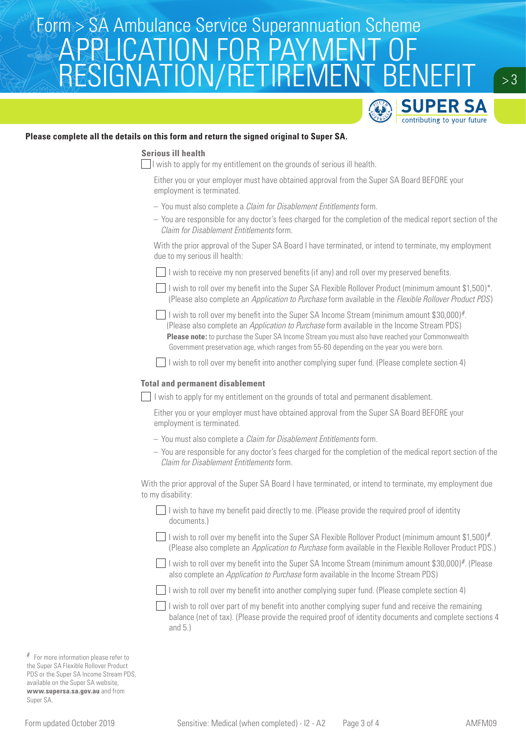Form > SA Ambulance Service Superannuation Scheme

# APPLICATION FOR PAYMENT OF RESIGNATION/RETIREMENT BENEFIT

**Please complete all the details on this form and return the signed original to Super SA.**

### Serious ill health

☐ I wish to apply for my entitlement on the grounds of serious ill health.

Either you or your employer must have obtained approval from the Super SA Board BEFORE your employment is terminated.

- You must also complete a *Claim for Disablement Entitlements* form.
- You are responsible for any doctor's fees charged for the completion of the medical report section of the *Claim for Disablement Entitlements* form.

With the prior approval of the Super SA Board I have terminated, or intend to terminate, my employment due to my serious ill health:

☐ I wish to receive my non preserved benefits (if any) and roll over my preserved benefits.

☐ I wish to roll over my benefit into the Super SA Flexible Rollover Product (minimum amount $1,500)*. (Please also complete an *Application to Purchase* form available in the *Flexible Rollover Product PDS*)

☐ I wish to roll over my benefit into the Super SA Income Stream (minimum amount $30,000)#. (Please also complete an *Application to Purchase* form available in the Income Stream PDS)
**Please note:** to purchase the Super SA Income Stream you must also have reached your Commonwealth Government preservation age, which ranges from 55-60 depending on the year you were born.

☐ I wish to roll over my benefit into another complying super fund. (Please complete section 4)

### Total and permanent disablement

☐ I wish to apply for my entitlement on the grounds of total and permanent disablement.

Either you or your employer must have obtained approval from the Super SA Board BEFORE your employment is terminated.

- You must also complete a *Claim for Disablement Entitlements* form.
- You are responsible for any doctor's fees charged for the completion of the medical report section of the *Claim for Disablement Entitlements* form.

With the prior approval of the Super SA Board I have terminated, or intend to terminate, my employment due to my disability:

☐ I wish to have my benefit paid directly to me. (Please provide the required proof of identity documents.)

☐ I wish to roll over my benefit into the Super SA Flexible Rollover Product (minimum amount $1,500)#. (Please also complete an *Application to Purchase* form available in the Flexible Rollover Product PDS.)

☐ I wish to roll over my benefit into the Super SA Income Stream (minimum amount $30,000)#. (Please also complete an *Application to Purchase* form available in the Income Stream PDS)

☐ I wish to roll over my benefit into another complying super fund. (Please complete section 4)

☐ I wish to roll over part of my benefit into another complying super fund and receive the remaining balance (net of tax). (Please provide the required proof of identity documents and complete sections 4 and 5.)

# For more information please refer to the Super SA Flexible Rollover Product PDS or the Super SA Income Stream PDS, available on the Super SA website, **www.supersa.sa.gov.au** and from Super SA.

Form updated October 2019 — Sensitive: Medical (when completed) - I2 - A2 — AMFM09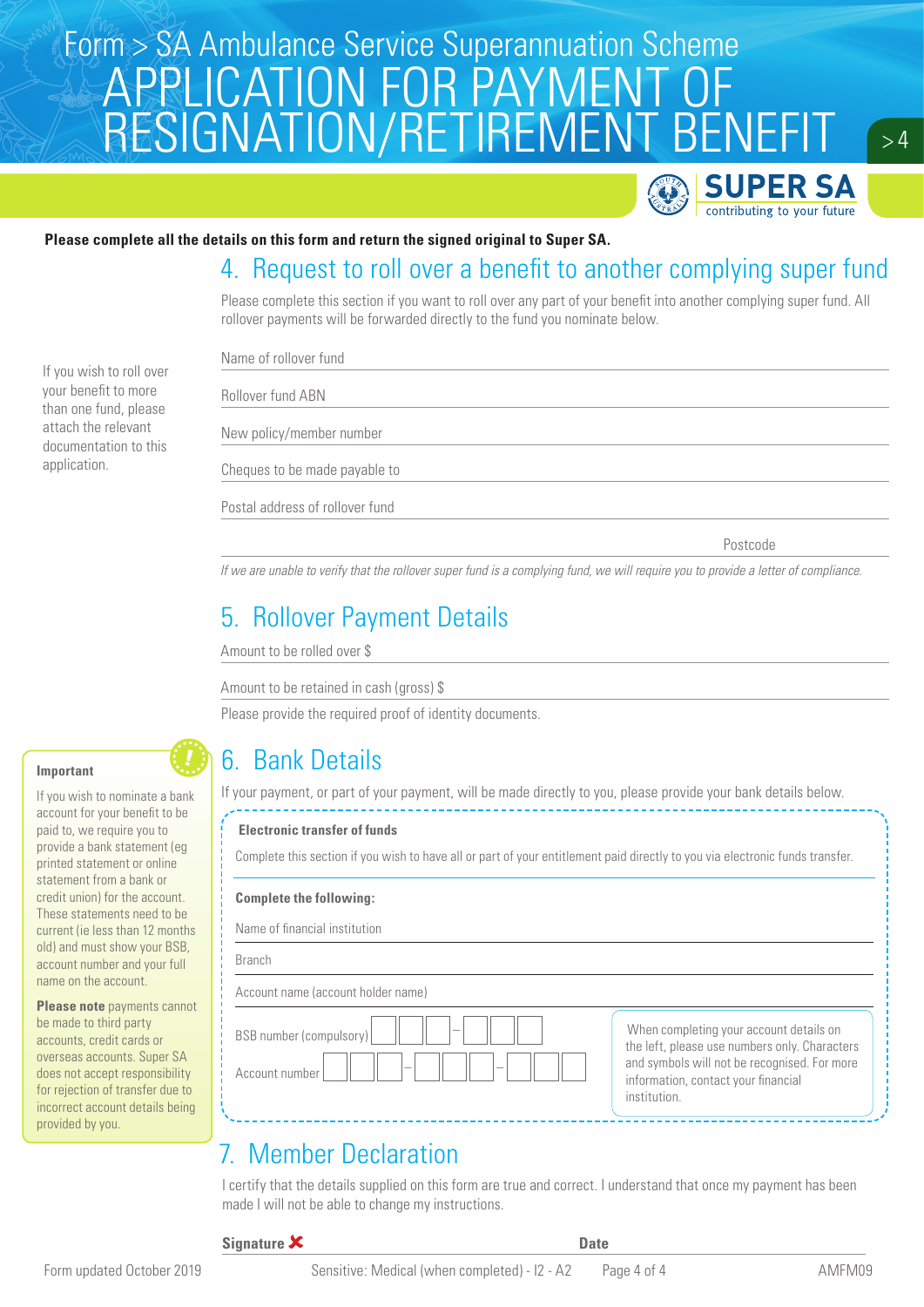Form > SA Ambulance Service Superannuation Scheme

# APPLICATION FOR PAYMENT OF RESIGNATION/RETIREMENT BENEFIT

**Please complete all the details on this form and return the signed original to Super SA.**

## 4. Request to roll over a benefit to another complying super fund

Please complete this section if you want to roll over any part of your benefit into another complying super fund. All rollover payments will be forwarded directly to the fund you nominate below.

If you wish to roll over your benefit to more than one fund, please attach the relevant documentation to this application.

Name of rollover fund

Rollover fund ABN

New policy/member number

Cheques to be made payable to

Postal address of rollover fund

Postcode

*If we are unable to verify that the rollover super fund is a complying fund, we will require you to provide a letter of compliance.*

## 5. Rollover Payment Details

Amount to be rolled over $

Amount to be retained in cash (gross) $

Please provide the required proof of identity documents.

## 6. Bank Details

**Important**

If you wish to nominate a bank account for your benefit to be paid to, we require you to provide a bank statement (eg printed statement or online statement from a bank or credit union) for the account. These statements need to be current (ie less than 12 months old) and must show your BSB, account number and your full name on the account.

**Please note** payments cannot be made to third party accounts, credit cards or overseas accounts. Super SA does not accept responsibility for rejection of transfer due to incorrect account details being provided by you.

If your payment, or part of your payment, will be made directly to you, please provide your bank details below.

**Electronic transfer of funds**

Complete this section if you wish to have all or part of your entitlement paid directly to you via electronic funds transfer.

**Complete the following:**

Name of financial institution

Branch

Account name (account holder name)

BSB number (compulsory) ☐☐☐ – ☐☐☐

Account number ☐☐☐ – ☐☐☐ – ☐☐☐

When completing your account details on the left, please use numbers only. Characters and symbols will not be recognised. For more information, contact your financial institution.

## 7. Member Declaration

I certify that the details supplied on this form are true and correct. I understand that once my payment has been made I will not be able to change my instructions.

**Signature** ✘ **Date**

Form updated October 2019 Sensitive: Medical (when completed) - I2 - A2 AMFM09